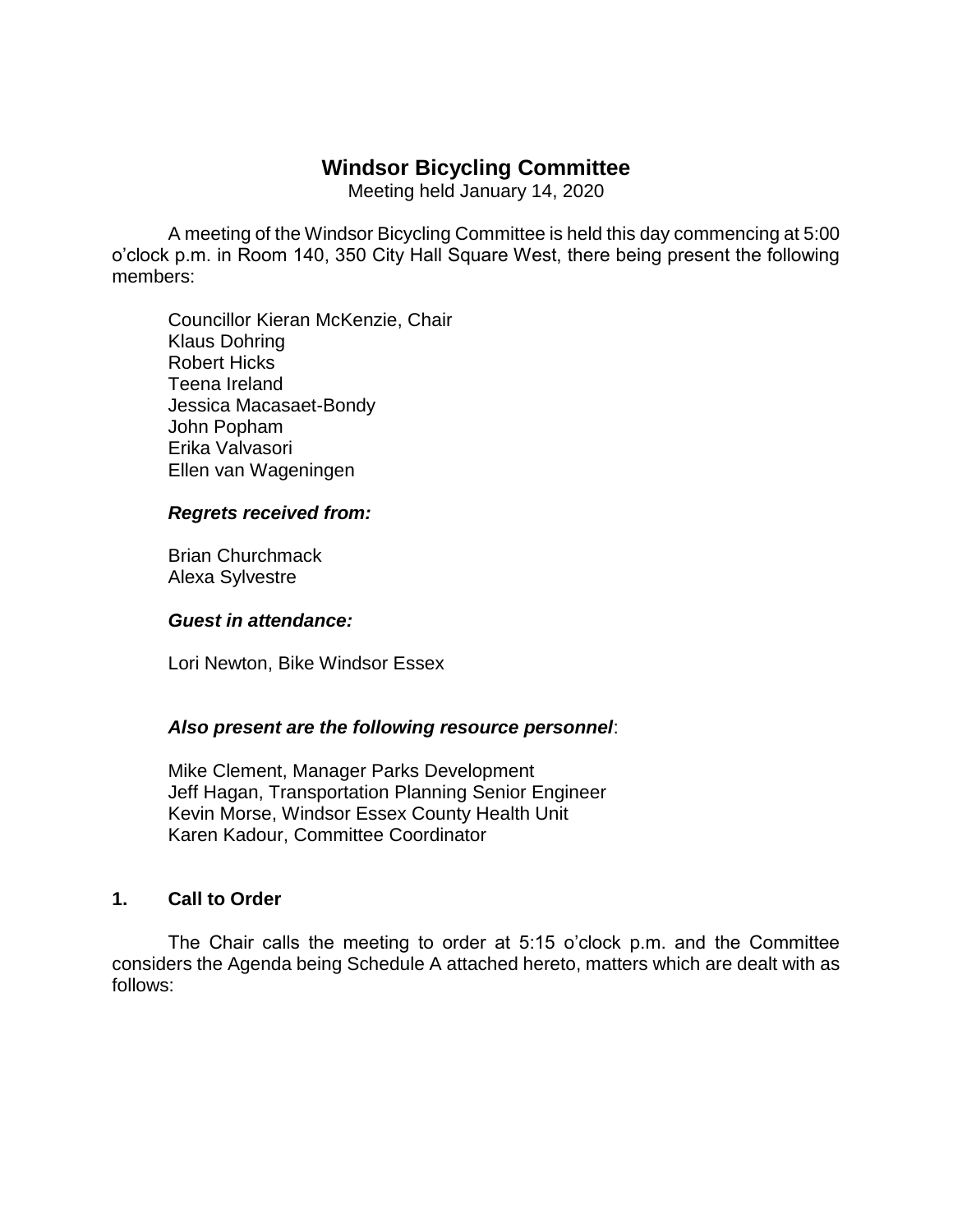# Windsor Bicycling Committee

Meeting held January 14, 2020

A meeting of the Windsor Bicycling Committee is held this day commencing at 5:00 o'clock p.m. in Room 140, 350 City Hall Square West, there being present the following members:

Councillor Kieran McKenzie, Chair
Klaus Dohring
Robert Hicks
Teena Ireland
Jessica Macasaet-Bondy
John Popham
Erika Valvasori
Ellen van Wageningen

***Regrets received from:***

Brian Churchmack
Alexa Sylvestre

***Guest in attendance:***

Lori Newton, Bike Windsor Essex

***Also present are the following resource personnel***:

Mike Clement, Manager Parks Development
Jeff Hagan, Transportation Planning Senior Engineer
Kevin Morse, Windsor Essex County Health Unit
Karen Kadour, Committee Coordinator

## 1. Call to Order

The Chair calls the meeting to order at 5:15 o'clock p.m. and the Committee considers the Agenda being Schedule A attached hereto, matters which are dealt with as follows: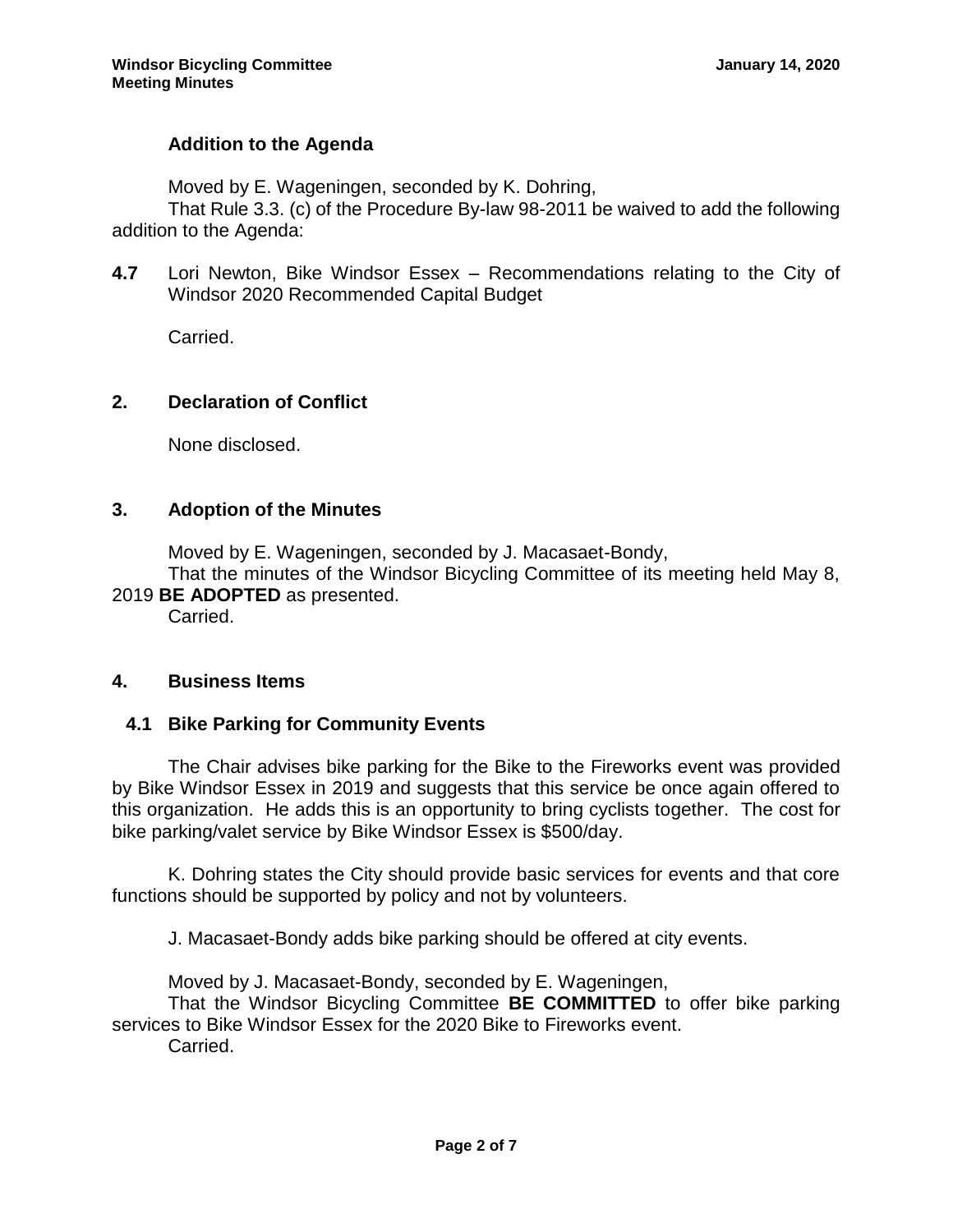### Addition to the Agenda

Moved by E. Wageningen, seconded by K. Dohring,

That Rule 3.3. (c) of the Procedure By-law 98-2011 be waived to add the following addition to the Agenda:

**4.7** Lori Newton, Bike Windsor Essex – Recommendations relating to the City of Windsor 2020 Recommended Capital Budget

Carried.

## 2. Declaration of Conflict

None disclosed.

## 3. Adoption of the Minutes

Moved by E. Wageningen, seconded by J. Macasaet-Bondy,

That the minutes of the Windsor Bicycling Committee of its meeting held May 8, 2019 **BE ADOPTED** as presented.

Carried.

## 4. Business Items

### 4.1 Bike Parking for Community Events

The Chair advises bike parking for the Bike to the Fireworks event was provided by Bike Windsor Essex in 2019 and suggests that this service be once again offered to this organization. He adds this is an opportunity to bring cyclists together. The cost for bike parking/valet service by Bike Windsor Essex is $500/day.

K. Dohring states the City should provide basic services for events and that core functions should be supported by policy and not by volunteers.

J. Macasaet-Bondy adds bike parking should be offered at city events.

Moved by J. Macasaet-Bondy, seconded by E. Wageningen,

That the Windsor Bicycling Committee **BE COMMITTED** to offer bike parking services to Bike Windsor Essex for the 2020 Bike to Fireworks event.

Carried.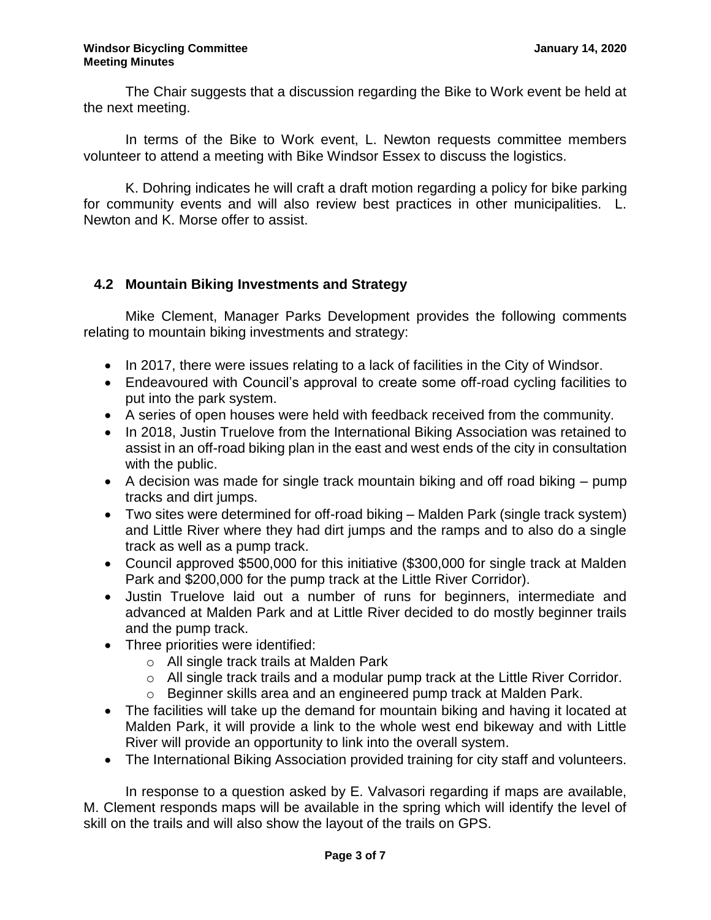The Chair suggests that a discussion regarding the Bike to Work event be held at the next meeting.

In terms of the Bike to Work event, L. Newton requests committee members volunteer to attend a meeting with Bike Windsor Essex to discuss the logistics.

K. Dohring indicates he will craft a draft motion regarding a policy for bike parking for community events and will also review best practices in other municipalities. L. Newton and K. Morse offer to assist.

## 4.2 Mountain Biking Investments and Strategy

Mike Clement, Manager Parks Development provides the following comments relating to mountain biking investments and strategy:

- In 2017, there were issues relating to a lack of facilities in the City of Windsor.
- Endeavoured with Council's approval to create some off-road cycling facilities to put into the park system.
- A series of open houses were held with feedback received from the community.
- In 2018, Justin Truelove from the International Biking Association was retained to assist in an off-road biking plan in the east and west ends of the city in consultation with the public.
- A decision was made for single track mountain biking and off road biking – pump tracks and dirt jumps.
- Two sites were determined for off-road biking – Malden Park (single track system) and Little River where they had dirt jumps and the ramps and to also do a single track as well as a pump track.
- Council approved $500,000 for this initiative ($300,000 for single track at Malden Park and $200,000 for the pump track at the Little River Corridor).
- Justin Truelove laid out a number of runs for beginners, intermediate and advanced at Malden Park and at Little River decided to do mostly beginner trails and the pump track.
- Three priorities were identified:
  - All single track trails at Malden Park
  - All single track trails and a modular pump track at the Little River Corridor.
  - Beginner skills area and an engineered pump track at Malden Park.
- The facilities will take up the demand for mountain biking and having it located at Malden Park, it will provide a link to the whole west end bikeway and with Little River will provide an opportunity to link into the overall system.
- The International Biking Association provided training for city staff and volunteers.

In response to a question asked by E. Valvasori regarding if maps are available, M. Clement responds maps will be available in the spring which will identify the level of skill on the trails and will also show the layout of the trails on GPS.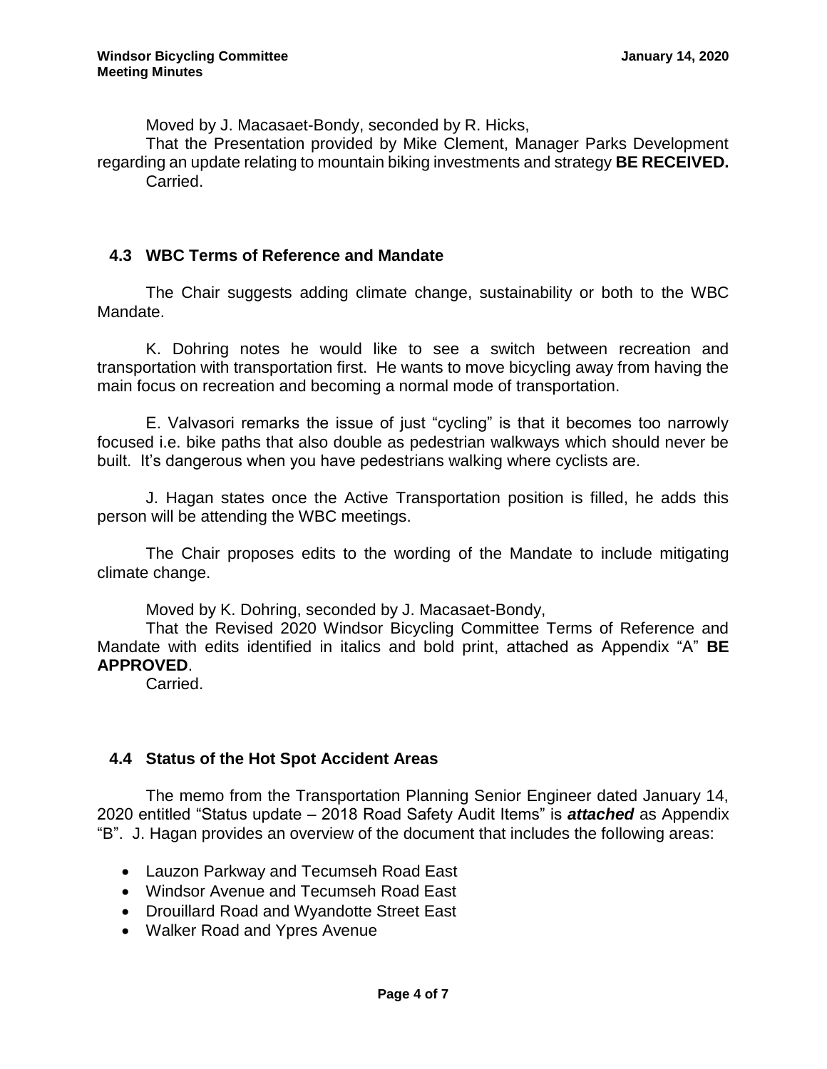Moved by J. Macasaet-Bondy, seconded by R. Hicks,

That the Presentation provided by Mike Clement, Manager Parks Development regarding an update relating to mountain biking investments and strategy **BE RECEIVED.**

Carried.

### 4.3 WBC Terms of Reference and Mandate

The Chair suggests adding climate change, sustainability or both to the WBC Mandate.

K. Dohring notes he would like to see a switch between recreation and transportation with transportation first. He wants to move bicycling away from having the main focus on recreation and becoming a normal mode of transportation.

E. Valvasori remarks the issue of just "cycling" is that it becomes too narrowly focused i.e. bike paths that also double as pedestrian walkways which should never be built. It's dangerous when you have pedestrians walking where cyclists are.

J. Hagan states once the Active Transportation position is filled, he adds this person will be attending the WBC meetings.

The Chair proposes edits to the wording of the Mandate to include mitigating climate change.

Moved by K. Dohring, seconded by J. Macasaet-Bondy,

That the Revised 2020 Windsor Bicycling Committee Terms of Reference and Mandate with edits identified in italics and bold print, attached as Appendix "A" **BE APPROVED**.

Carried.

### 4.4 Status of the Hot Spot Accident Areas

The memo from the Transportation Planning Senior Engineer dated January 14, 2020 entitled "Status update – 2018 Road Safety Audit Items" is ***attached*** as Appendix "B". J. Hagan provides an overview of the document that includes the following areas:

- Lauzon Parkway and Tecumseh Road East
- Windsor Avenue and Tecumseh Road East
- Drouillard Road and Wyandotte Street East
- Walker Road and Ypres Avenue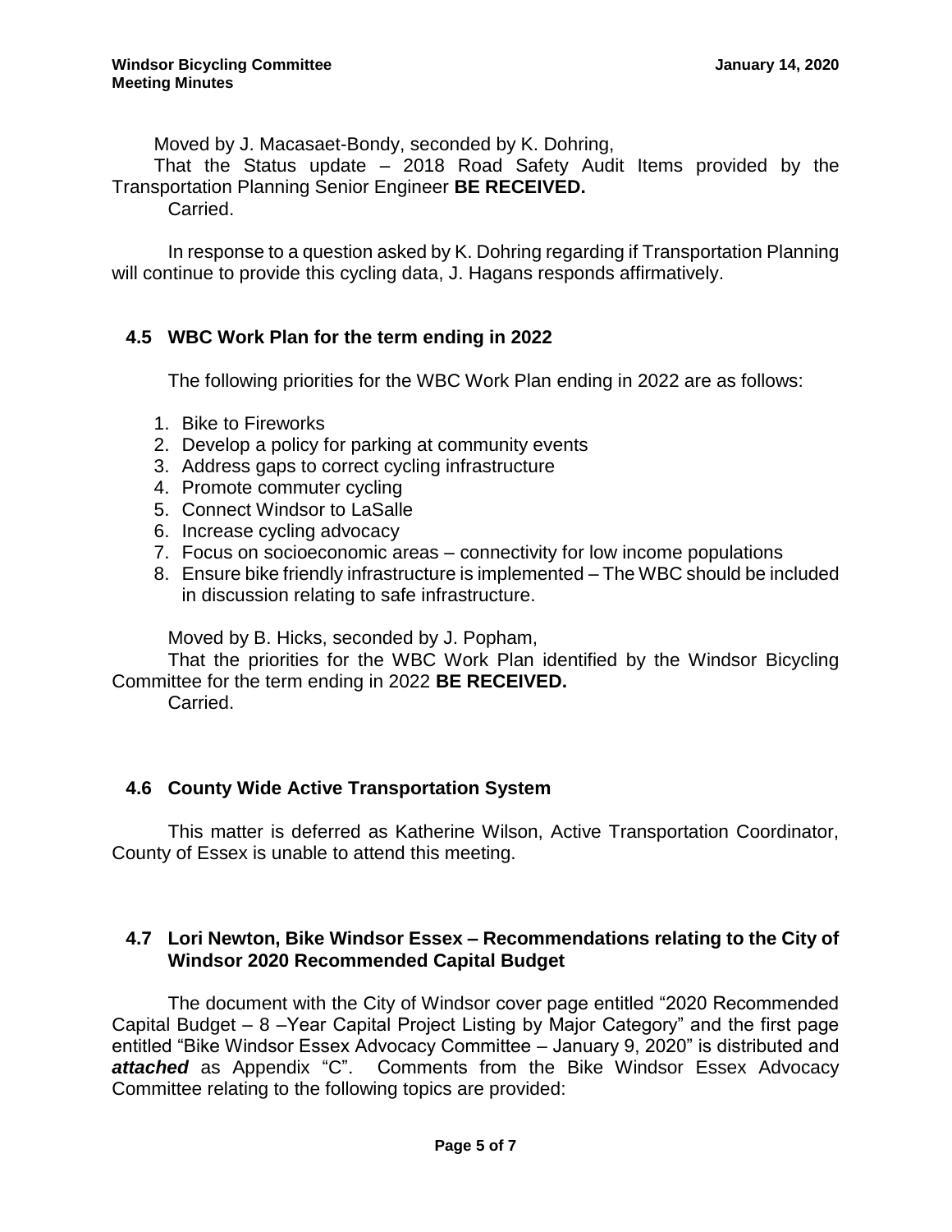Moved by J. Macasaet-Bondy, seconded by K. Dohring,

That the Status update – 2018 Road Safety Audit Items provided by the Transportation Planning Senior Engineer **BE RECEIVED.**

Carried.

In response to a question asked by K. Dohring regarding if Transportation Planning will continue to provide this cycling data, J. Hagans responds affirmatively.

### 4.5 WBC Work Plan for the term ending in 2022

The following priorities for the WBC Work Plan ending in 2022 are as follows:

1. Bike to Fireworks
2. Develop a policy for parking at community events
3. Address gaps to correct cycling infrastructure
4. Promote commuter cycling
5. Connect Windsor to LaSalle
6. Increase cycling advocacy
7. Focus on socioeconomic areas – connectivity for low income populations
8. Ensure bike friendly infrastructure is implemented – The WBC should be included in discussion relating to safe infrastructure.

Moved by B. Hicks, seconded by J. Popham,

That the priorities for the WBC Work Plan identified by the Windsor Bicycling Committee for the term ending in 2022 **BE RECEIVED.**

Carried.

### 4.6 County Wide Active Transportation System

This matter is deferred as Katherine Wilson, Active Transportation Coordinator, County of Essex is unable to attend this meeting.

### 4.7 Lori Newton, Bike Windsor Essex – Recommendations relating to the City of Windsor 2020 Recommended Capital Budget

The document with the City of Windsor cover page entitled "2020 Recommended Capital Budget – 8 –Year Capital Project Listing by Major Category" and the first page entitled "Bike Windsor Essex Advocacy Committee – January 9, 2020" is distributed and ***attached*** as Appendix "C". Comments from the Bike Windsor Essex Advocacy Committee relating to the following topics are provided: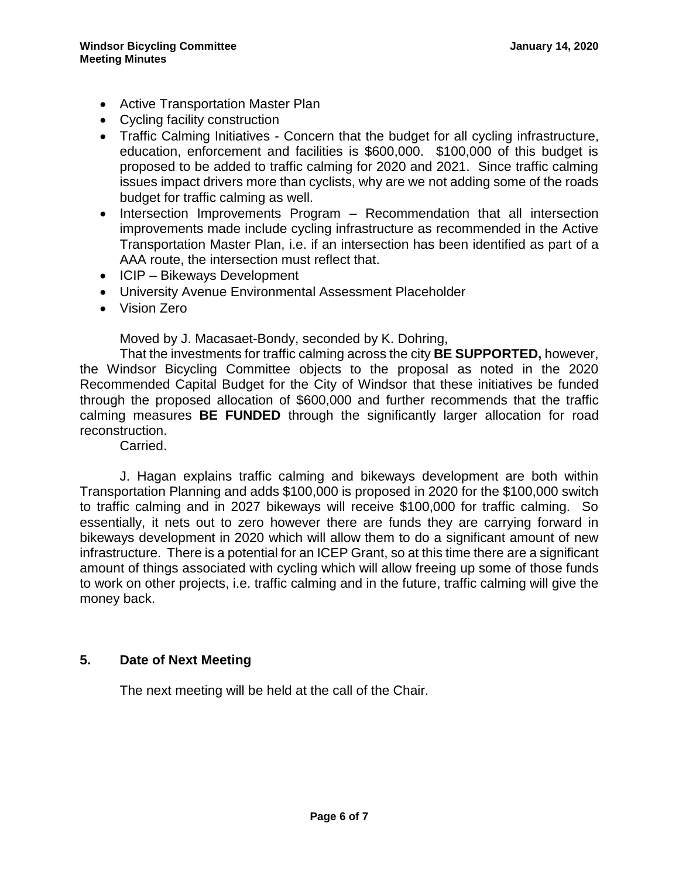- Active Transportation Master Plan
- Cycling facility construction
- Traffic Calming Initiatives - Concern that the budget for all cycling infrastructure, education, enforcement and facilities is $600,000. $100,000 of this budget is proposed to be added to traffic calming for 2020 and 2021. Since traffic calming issues impact drivers more than cyclists, why are we not adding some of the roads budget for traffic calming as well.
- Intersection Improvements Program – Recommendation that all intersection improvements made include cycling infrastructure as recommended in the Active Transportation Master Plan, i.e. if an intersection has been identified as part of a AAA route, the intersection must reflect that.
- ICIP – Bikeways Development
- University Avenue Environmental Assessment Placeholder
- Vision Zero

Moved by J. Macasaet-Bondy, seconded by K. Dohring,

That the investments for traffic calming across the city **BE SUPPORTED,** however, the Windsor Bicycling Committee objects to the proposal as noted in the 2020 Recommended Capital Budget for the City of Windsor that these initiatives be funded through the proposed allocation of $600,000 and further recommends that the traffic calming measures **BE FUNDED** through the significantly larger allocation for road reconstruction.

Carried.

J. Hagan explains traffic calming and bikeways development are both within Transportation Planning and adds $100,000 is proposed in 2020 for the $100,000 switch to traffic calming and in 2027 bikeways will receive $100,000 for traffic calming. So essentially, it nets out to zero however there are funds they are carrying forward in bikeways development in 2020 which will allow them to do a significant amount of new infrastructure. There is a potential for an ICEP Grant, so at this time there are a significant amount of things associated with cycling which will allow freeing up some of those funds to work on other projects, i.e. traffic calming and in the future, traffic calming will give the money back.

## 5. Date of Next Meeting

The next meeting will be held at the call of the Chair.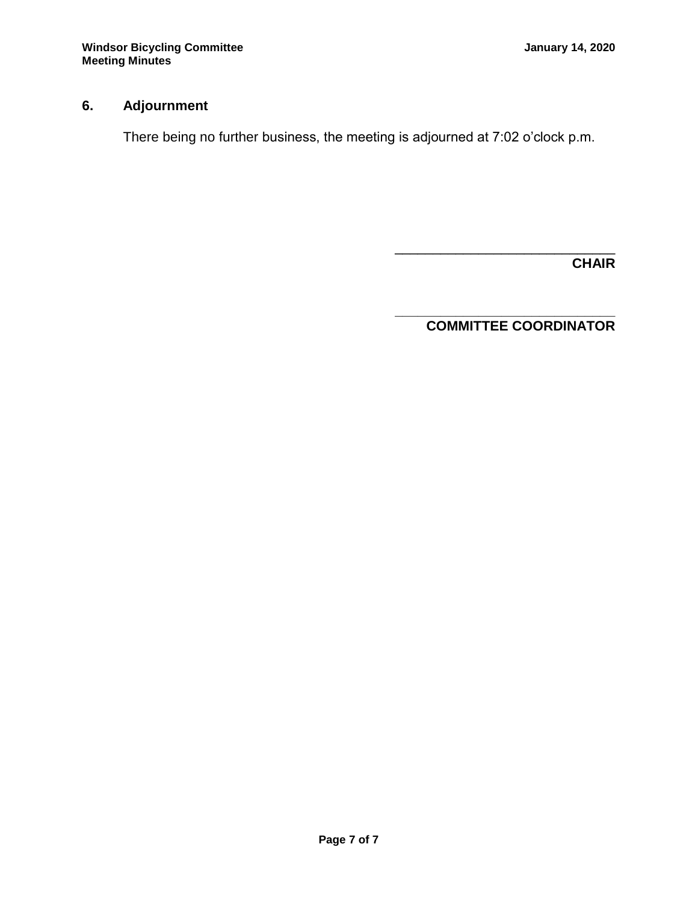## 6. Adjournment

There being no further business, the meeting is adjourned at 7:02 o'clock p.m.

\_\_\_\_\_\_\_\_\_\_\_\_\_\_\_\_\_\_\_\_\_\_\_\_\_\_\_\_\_\_

**CHAIR**

\_\_\_\_\_\_\_\_\_\_\_\_\_\_\_\_\_\_\_\_\_\_\_\_\_\_\_\_\_\_

**COMMITTEE COORDINATOR**